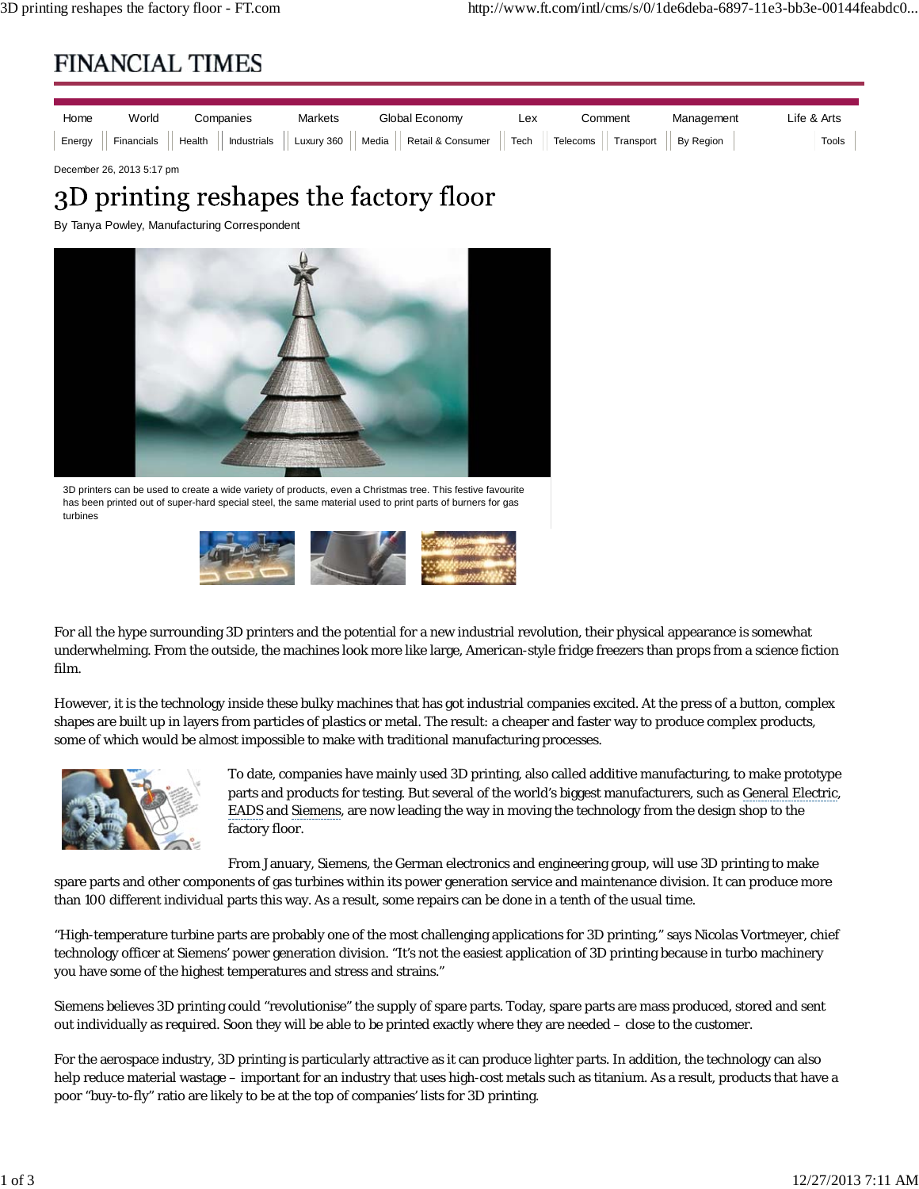December 26, 2013 5:17 pm

# 3D printing reshapes the factory floor

By Tanya Powley, Manufacturing Correspondent

3D printers can be used to create a wide variety of products, even a Christmas tree. This festive favourite has been printed out of super-hard special steel, the same material used to print parts of burners for gas turbines

For all the hype surrounding 3D printers and the potential for a new industrial revolution, their physical appearance is somewhat underwhelming. From the outside, the machines look more like large, American-style fridge freezers than props from a science fiction film.

However, it is the technology inside these bulky machines that has got industrial companies excited. At the press of a button, complex shapes are built up in layers from particles of plastics or metal. The result: a cheaper and faster way to produce complex products, some of which would be almost impossible to make with traditional manufacturing processes.

To date, companies have mainly used 3D printing, also called additive manufacturing, to make prototype parts and products for testing. But several of the world's biggest manufacturers, such as General Electric, EADS and Siemens, are now leading the way in moving the technology from the design shop to the factory floor.

From January, Siemens, the German electronics and engineering group, will use 3D printing to make spare parts and other components of gas turbines within its power generation service and maintenance division. It can produce more than 100 different individual parts this way. As a result, some repairs can be done in a tenth of the usual time.

"High-temperature turbine parts are probably one of the most challenging applications for 3D printing," says Nicolas Vortmeyer, chief technology officer at Siemens' power generation division. "It's not the easiest application of 3D printing because in turbo machinery you have some of the highest temperatures and stress and strains."

Siemens believes 3D printing could "revolutionise" the supply of spare parts. Today, spare parts are mass produced, stored and sent out individually as required. Soon they will be able to be printed exactly where they are needed – close to the customer.

For the aerospace industry, 3D printing is particularly attractive as it can produce lighter parts. In addition, the technology can also help reduce material wastage – important for an industry that uses high-cost metals such as titanium. As a result, products that have a poor "buy-to-fly" ratio are likely to be at the top of companies' lists for 3D printing.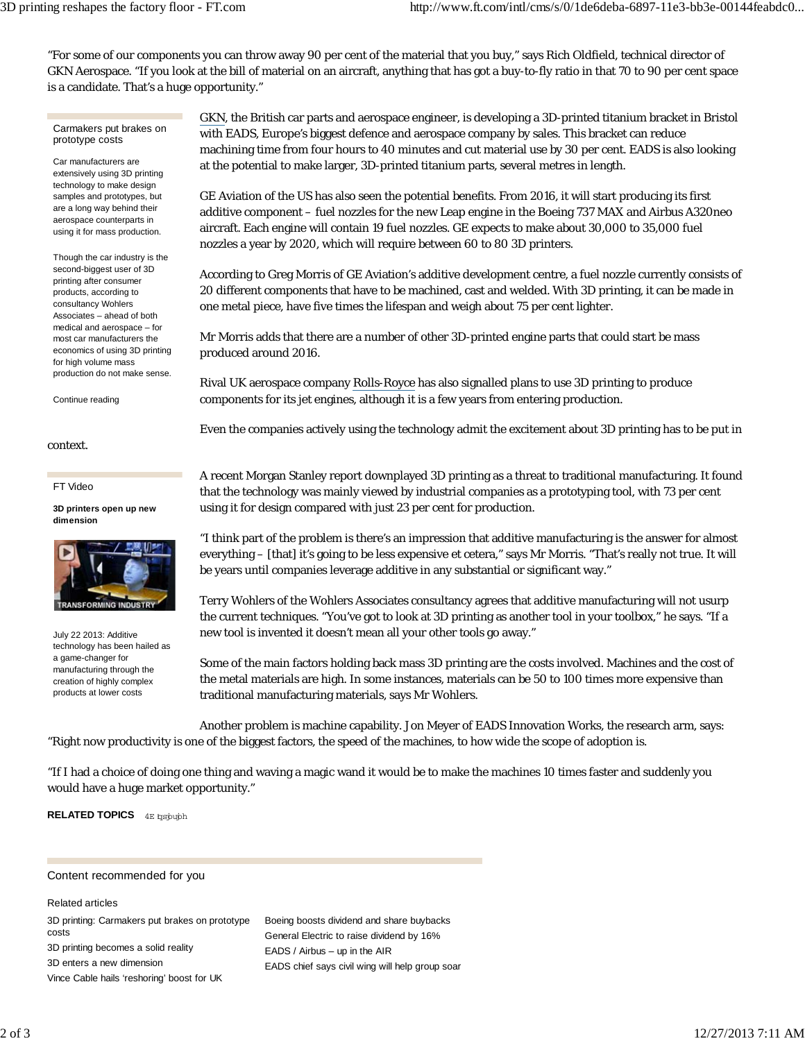"For some of our components you can throw away 90 per cent of the material that you buy," says Rich Oldfield, technical director of GKN Aerospace. "If you look at the bill of material on an aircraft, anything that has got a buy-to-fly ratio in that 70 to 90 per cent space is a candidate. That's a huge opportunity."

GKN, the British car parts and aerospace engineer, is developing a 3D-printed titanium bracket in Bristol with EADS, Europe's biggest defence and aerospace company by sales. This bracket can reduce machining time from four hours to 40 minutes and cut material use by 30 per cent. EADS is also looking at the potential to make larger, 3D-printed titanium parts, several metres in length.

GE Aviation of the US has also seen the potential benefits. From 2016, it will start producing its first additive component – fuel nozzles for the new Leap engine in the Boeing 737 MAX and Airbus A320neo aircraft. Each engine will contain 19 fuel nozzles. GE expects to make about 30,000 to 35,000 fuel nozzles a year by 2020, which will require between 60 to 80 3D printers.

According to Greg Morris of GE Aviation's additive development centre, a fuel nozzle currently consists of 20 different components that have to be machined, cast and welded. With 3D printing, it can be made in one metal piece, have five times the lifespan and weigh about 75 per cent lighter.

Mr Morris adds that there are a number of other 3D-printed engine parts that could start be mass produced around 2016.

Rival UK aerospace company Rolls-Royce has also signalled plans to use 3D printing to produce components for its jet engines, although it is a few years from entering production.

Even the companies actively using the technology admit the excitement about 3D printing has to be put in context.

A recent Morgan Stanley report downplayed 3D printing as a threat to traditional manufacturing. It found that the technology was mainly viewed by industrial companies as a prototyping tool, with 73 per cent using it for design compared with just 23 per cent for production.

"I think part of the problem is there's an impression that additive manufacturing is the answer for almost everything – [that] it's going to be less expensive et cetera," says Mr Morris. "That's really not true. It will be years until companies leverage additive in any substantial or significant way."

Terry Wohlers of the Wohlers Associates consultancy agrees that additive manufacturing will not usurp the current techniques. "You've got to look at 3D printing as another tool in your toolbox," he says. "If a new tool is invented it doesn't mean all your other tools go away."

Some of the main factors holding back mass 3D printing are the costs involved. Machines and the cost of the metal materials are high. In some instances, materials can be 50 to 100 times more expensive than traditional manufacturing materials, says Mr Wohlers.

Another problem is machine capability. Jon Meyer of EADS Innovation Works, the research arm, says: "Right now productivity is one of the biggest factors, the speed of the machines, to how wide the scope of adoption is.

"If I had a choice of doing one thing and waving a magic wand it would be to make the machines 10 times faster and suddenly you would have a huge market opportunity."

---

Carmakers put brakes on prototype costs

Car manufacturers are extensively using 3D printing technology to make design samples and prototypes, but are a long way behind their aerospace counterparts in using it for mass production.

Though the car industry is the second-biggest user of 3D printing after consumer products, according to consultancy Wohlers Associates – ahead of both medical and aerospace – for most car manufacturers the economics of using 3D printing for high volume mass production do not make sense.

Continue reading

---

FT Video

**3D printers open up new dimension**

TRANSFORMING INDUSTRY

July 22 2013: Additive technology has been hailed as a game-changer for manufacturing through the creation of highly complex products at lower costs

---

**RELATED TOPICS** 4E tsjoujoh

---

Content recommended for you

Related articles

- 3D printing: Carmakers put brakes on prototype costs
- 3D printing becomes a solid reality
- 3D enters a new dimension
- Vince Cable hails 'reshoring' boost for UK
- Boeing boosts dividend and share buybacks
- General Electric to raise dividend by 16%
- EADS / Airbus – up in the AIR
- EADS chief says civil wing will help group soar